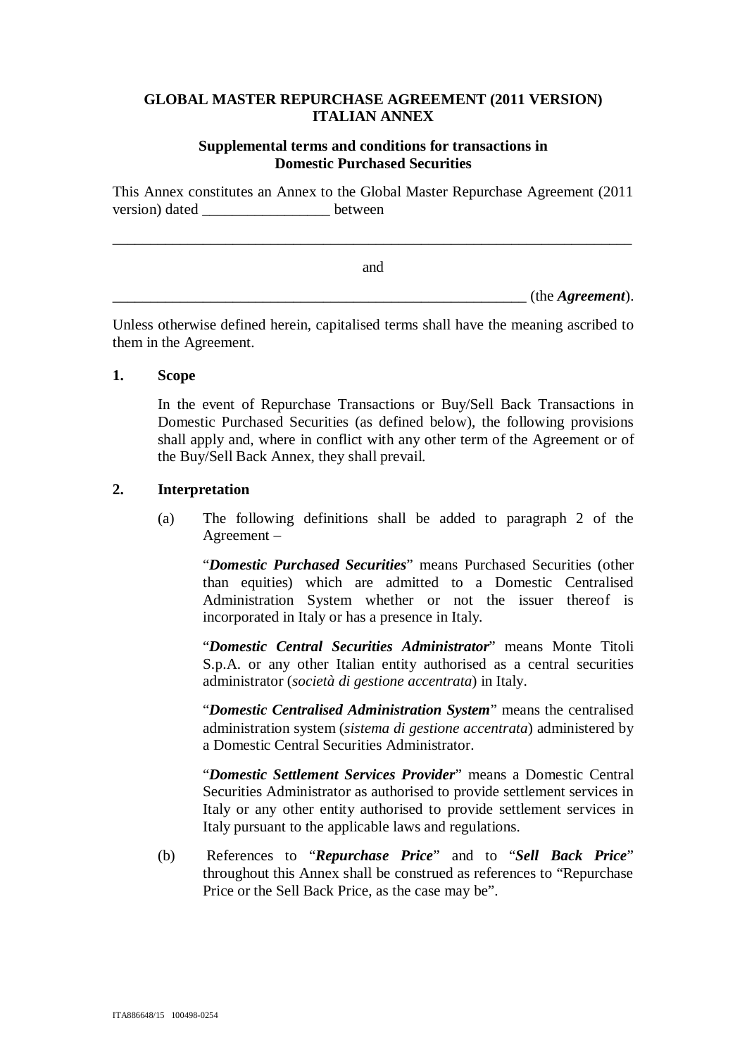# GLOBAL MASTER REPURCHASE AGREEMENT (2011 VERSION)
# ITALIAN ANNEX

## Supplemental terms and conditions for transactions in Domestic Purchased Securities

This Annex constitutes an Annex to the Global Master Repurchase Agreement (2011 version) dated _________________ between

________________________________________________________________________

and

________________________________________________________ (the ***Agreement***).

Unless otherwise defined herein, capitalised terms shall have the meaning ascribed to them in the Agreement.

**1. Scope**

In the event of Repurchase Transactions or Buy/Sell Back Transactions in Domestic Purchased Securities (as defined below), the following provisions shall apply and, where in conflict with any other term of the Agreement or of the Buy/Sell Back Annex, they shall prevail.

**2. Interpretation**

(a) The following definitions shall be added to paragraph 2 of the Agreement –

"***Domestic Purchased Securities***" means Purchased Securities (other than equities) which are admitted to a Domestic Centralised Administration System whether or not the issuer thereof is incorporated in Italy or has a presence in Italy.

"***Domestic Central Securities Administrator***" means Monte Titoli S.p.A. or any other Italian entity authorised as a central securities administrator (*società di gestione accentrata*) in Italy.

"***Domestic Centralised Administration System***" means the centralised administration system (*sistema di gestione accentrata*) administered by a Domestic Central Securities Administrator.

"***Domestic Settlement Services Provider***" means a Domestic Central Securities Administrator as authorised to provide settlement services in Italy or any other entity authorised to provide settlement services in Italy pursuant to the applicable laws and regulations.

(b) References to "***Repurchase Price***" and to "***Sell Back Price***" throughout this Annex shall be construed as references to "Repurchase Price or the Sell Back Price, as the case may be".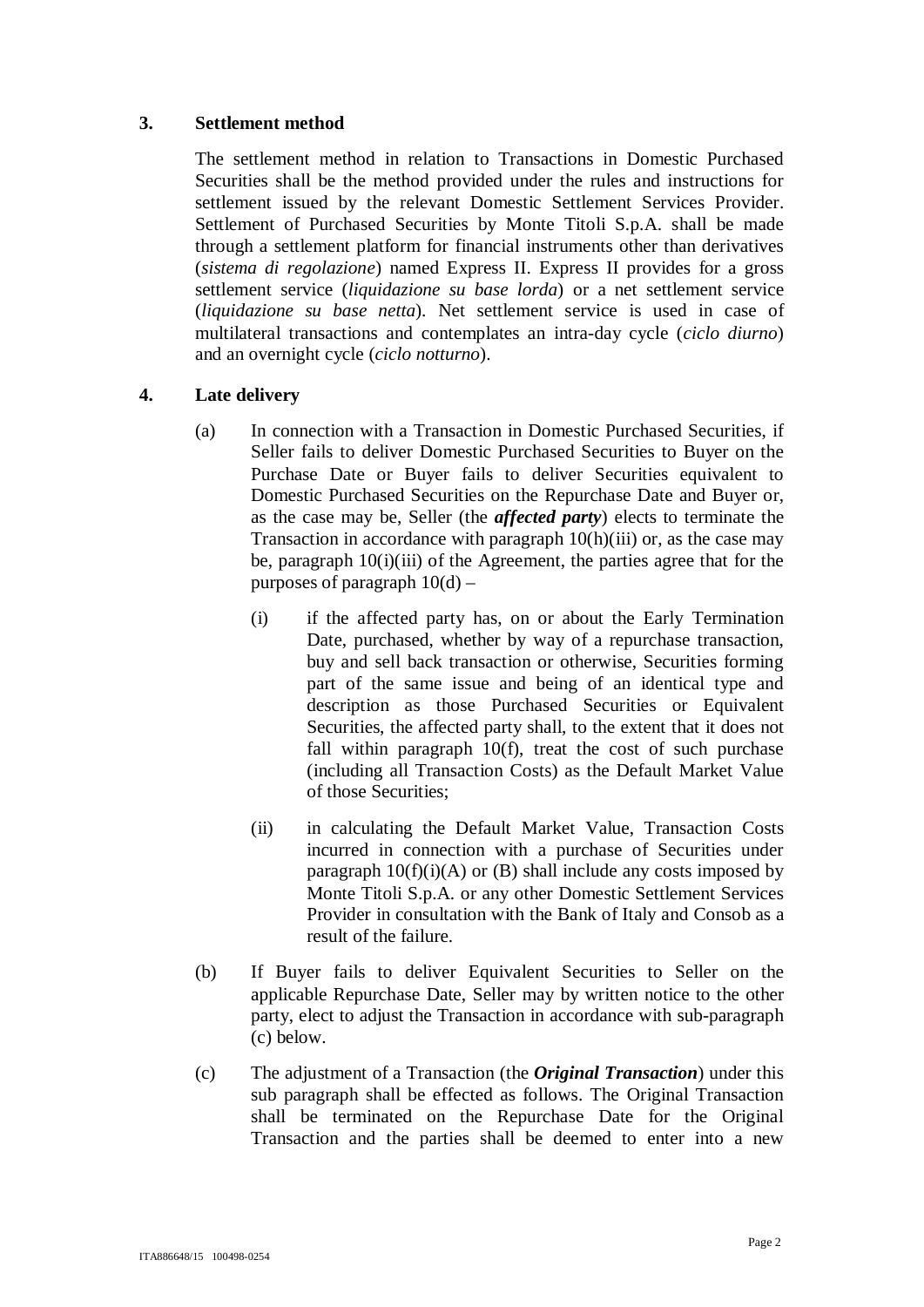### 3. Settlement method

The settlement method in relation to Transactions in Domestic Purchased Securities shall be the method provided under the rules and instructions for settlement issued by the relevant Domestic Settlement Services Provider. Settlement of Purchased Securities by Monte Titoli S.p.A. shall be made through a settlement platform for financial instruments other than derivatives (*sistema di regolazione*) named Express II. Express II provides for a gross settlement service (*liquidazione su base lorda*) or a net settlement service (*liquidazione su base netta*). Net settlement service is used in case of multilateral transactions and contemplates an intra-day cycle (*ciclo diurno*) and an overnight cycle (*ciclo notturno*).

### 4. Late delivery

(a) In connection with a Transaction in Domestic Purchased Securities, if Seller fails to deliver Domestic Purchased Securities to Buyer on the Purchase Date or Buyer fails to deliver Securities equivalent to Domestic Purchased Securities on the Repurchase Date and Buyer or, as the case may be, Seller (the ***affected party***) elects to terminate the Transaction in accordance with paragraph 10(h)(iii) or, as the case may be, paragraph 10(i)(iii) of the Agreement, the parties agree that for the purposes of paragraph 10(d) –

(i) if the affected party has, on or about the Early Termination Date, purchased, whether by way of a repurchase transaction, buy and sell back transaction or otherwise, Securities forming part of the same issue and being of an identical type and description as those Purchased Securities or Equivalent Securities, the affected party shall, to the extent that it does not fall within paragraph 10(f), treat the cost of such purchase (including all Transaction Costs) as the Default Market Value of those Securities;

(ii) in calculating the Default Market Value, Transaction Costs incurred in connection with a purchase of Securities under paragraph 10(f)(i)(A) or (B) shall include any costs imposed by Monte Titoli S.p.A. or any other Domestic Settlement Services Provider in consultation with the Bank of Italy and Consob as a result of the failure.

(b) If Buyer fails to deliver Equivalent Securities to Seller on the applicable Repurchase Date, Seller may by written notice to the other party, elect to adjust the Transaction in accordance with sub-paragraph (c) below.

(c) The adjustment of a Transaction (the ***Original Transaction***) under this sub paragraph shall be effected as follows. The Original Transaction shall be terminated on the Repurchase Date for the Original Transaction and the parties shall be deemed to enter into a new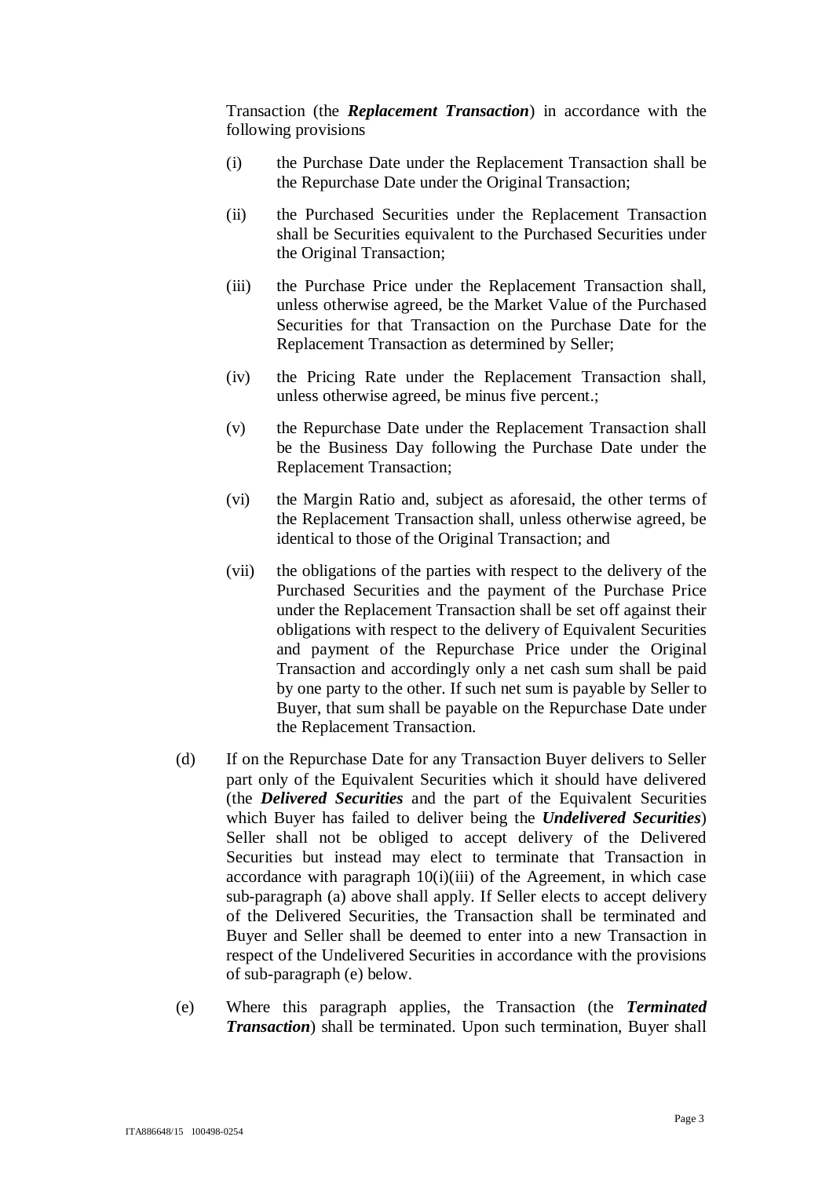Transaction (the ***Replacement Transaction***) in accordance with the following provisions

(i) the Purchase Date under the Replacement Transaction shall be the Repurchase Date under the Original Transaction;

(ii) the Purchased Securities under the Replacement Transaction shall be Securities equivalent to the Purchased Securities under the Original Transaction;

(iii) the Purchase Price under the Replacement Transaction shall, unless otherwise agreed, be the Market Value of the Purchased Securities for that Transaction on the Purchase Date for the Replacement Transaction as determined by Seller;

(iv) the Pricing Rate under the Replacement Transaction shall, unless otherwise agreed, be minus five percent.;

(v) the Repurchase Date under the Replacement Transaction shall be the Business Day following the Purchase Date under the Replacement Transaction;

(vi) the Margin Ratio and, subject as aforesaid, the other terms of the Replacement Transaction shall, unless otherwise agreed, be identical to those of the Original Transaction; and

(vii) the obligations of the parties with respect to the delivery of the Purchased Securities and the payment of the Purchase Price under the Replacement Transaction shall be set off against their obligations with respect to the delivery of Equivalent Securities and payment of the Repurchase Price under the Original Transaction and accordingly only a net cash sum shall be paid by one party to the other. If such net sum is payable by Seller to Buyer, that sum shall be payable on the Repurchase Date under the Replacement Transaction.

(d) If on the Repurchase Date for any Transaction Buyer delivers to Seller part only of the Equivalent Securities which it should have delivered (the ***Delivered Securities*** and the part of the Equivalent Securities which Buyer has failed to deliver being the ***Undelivered Securities***) Seller shall not be obliged to accept delivery of the Delivered Securities but instead may elect to terminate that Transaction in accordance with paragraph 10(i)(iii) of the Agreement, in which case sub-paragraph (a) above shall apply. If Seller elects to accept delivery of the Delivered Securities, the Transaction shall be terminated and Buyer and Seller shall be deemed to enter into a new Transaction in respect of the Undelivered Securities in accordance with the provisions of sub-paragraph (e) below.

(e) Where this paragraph applies, the Transaction (the ***Terminated Transaction***) shall be terminated. Upon such termination, Buyer shall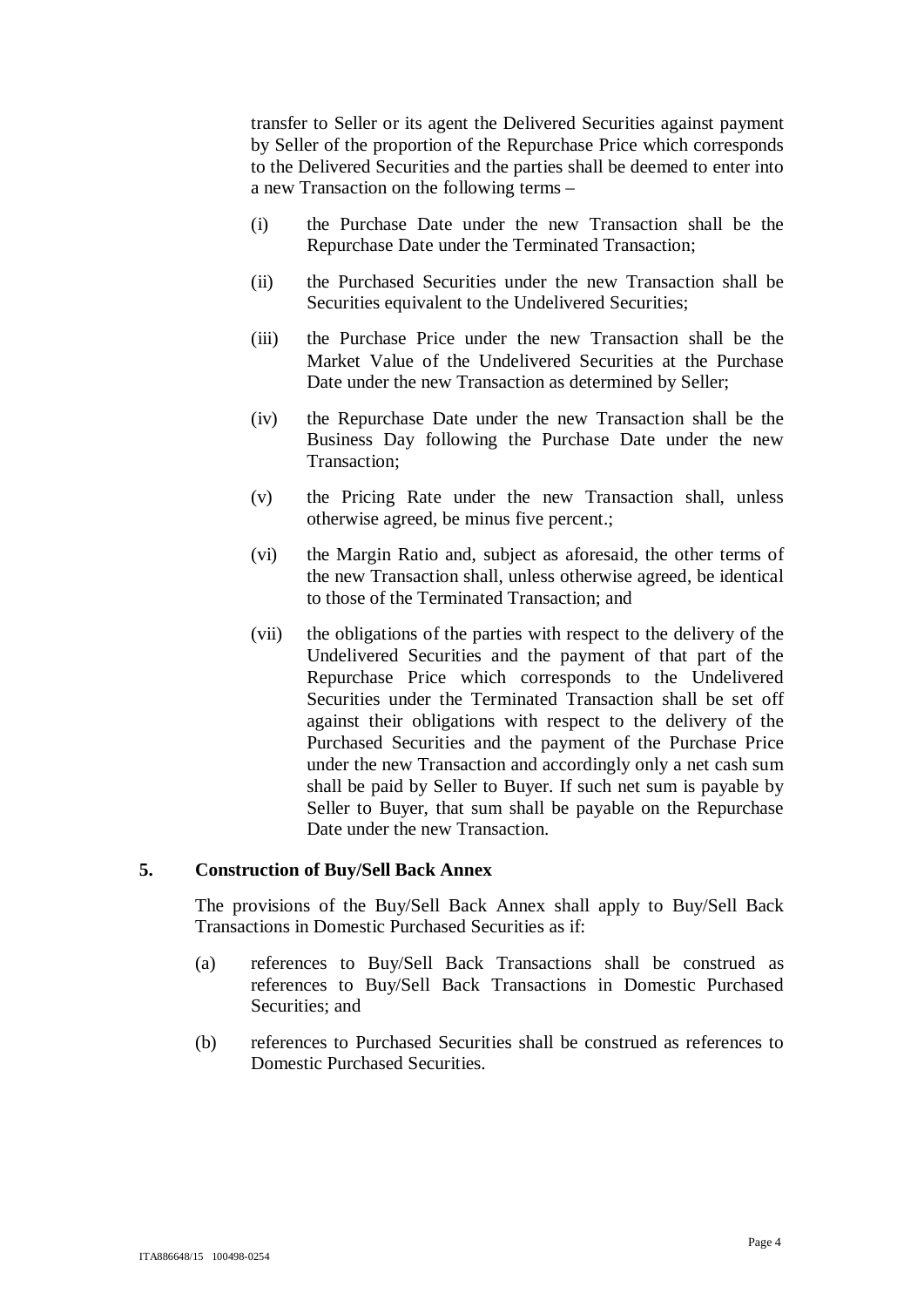transfer to Seller or its agent the Delivered Securities against payment by Seller of the proportion of the Repurchase Price which corresponds to the Delivered Securities and the parties shall be deemed to enter into a new Transaction on the following terms –

(i) the Purchase Date under the new Transaction shall be the Repurchase Date under the Terminated Transaction;

(ii) the Purchased Securities under the new Transaction shall be Securities equivalent to the Undelivered Securities;

(iii) the Purchase Price under the new Transaction shall be the Market Value of the Undelivered Securities at the Purchase Date under the new Transaction as determined by Seller;

(iv) the Repurchase Date under the new Transaction shall be the Business Day following the Purchase Date under the new Transaction;

(v) the Pricing Rate under the new Transaction shall, unless otherwise agreed, be minus five percent.;

(vi) the Margin Ratio and, subject as aforesaid, the other terms of the new Transaction shall, unless otherwise agreed, be identical to those of the Terminated Transaction; and

(vii) the obligations of the parties with respect to the delivery of the Undelivered Securities and the payment of that part of the Repurchase Price which corresponds to the Undelivered Securities under the Terminated Transaction shall be set off against their obligations with respect to the delivery of the Purchased Securities and the payment of the Purchase Price under the new Transaction and accordingly only a net cash sum shall be paid by Seller to Buyer. If such net sum is payable by Seller to Buyer, that sum shall be payable on the Repurchase Date under the new Transaction.

## 5. Construction of Buy/Sell Back Annex

The provisions of the Buy/Sell Back Annex shall apply to Buy/Sell Back Transactions in Domestic Purchased Securities as if:

(a) references to Buy/Sell Back Transactions shall be construed as references to Buy/Sell Back Transactions in Domestic Purchased Securities; and

(b) references to Purchased Securities shall be construed as references to Domestic Purchased Securities.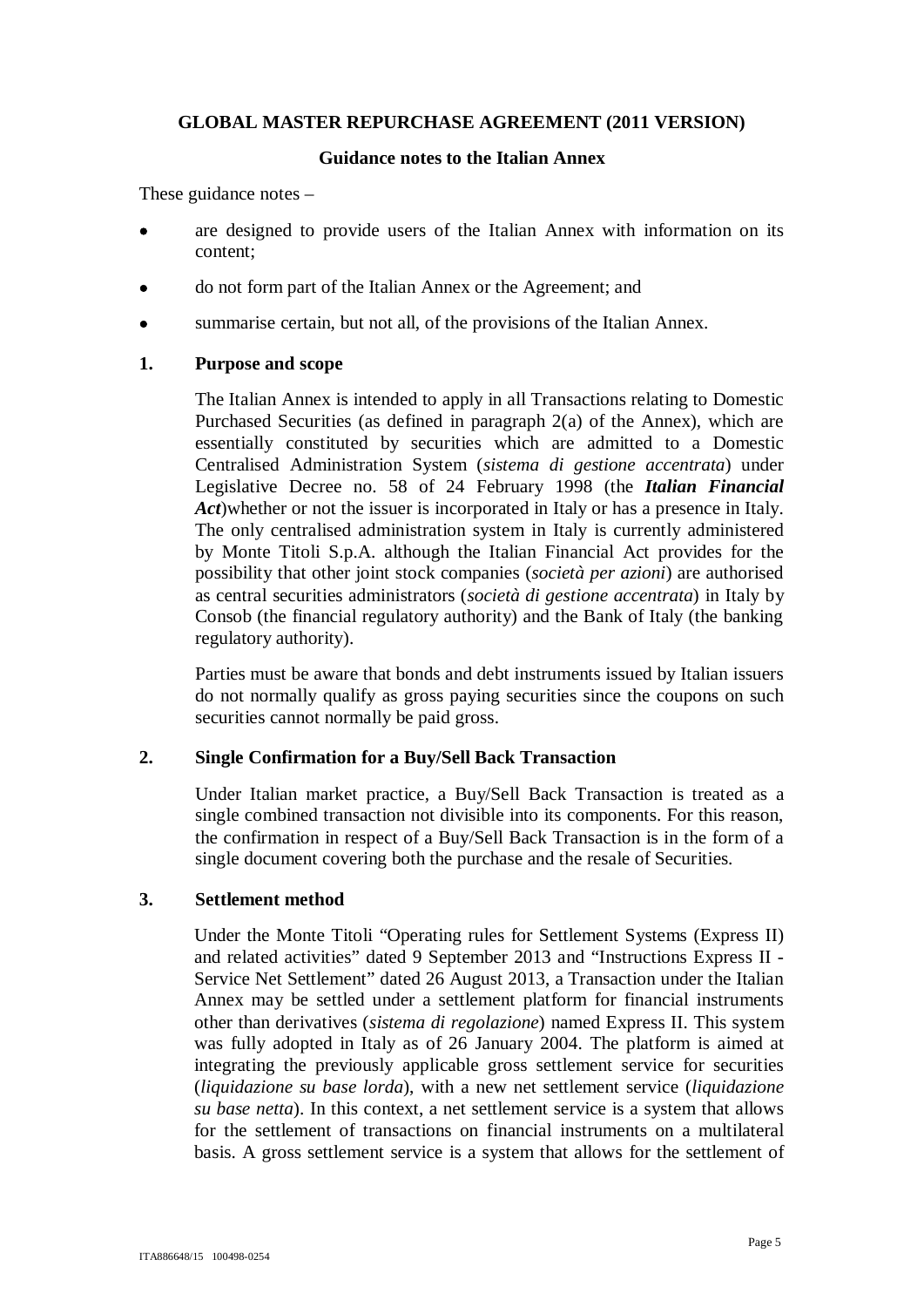**GLOBAL MASTER REPURCHASE AGREEMENT (2011 VERSION)**

**Guidance notes to the Italian Annex**

These guidance notes –

- are designed to provide users of the Italian Annex with information on its content;
- do not form part of the Italian Annex or the Agreement; and
- summarise certain, but not all, of the provisions of the Italian Annex.

## 1. Purpose and scope

The Italian Annex is intended to apply in all Transactions relating to Domestic Purchased Securities (as defined in paragraph 2(a) of the Annex), which are essentially constituted by securities which are admitted to a Domestic Centralised Administration System (*sistema di gestione accentrata*) under Legislative Decree no. 58 of 24 February 1998 (the ***Italian Financial Act***)whether or not the issuer is incorporated in Italy or has a presence in Italy. The only centralised administration system in Italy is currently administered by Monte Titoli S.p.A. although the Italian Financial Act provides for the possibility that other joint stock companies (*società per azioni*) are authorised as central securities administrators (*società di gestione accentrata*) in Italy by Consob (the financial regulatory authority) and the Bank of Italy (the banking regulatory authority).

Parties must be aware that bonds and debt instruments issued by Italian issuers do not normally qualify as gross paying securities since the coupons on such securities cannot normally be paid gross.

## 2. Single Confirmation for a Buy/Sell Back Transaction

Under Italian market practice, a Buy/Sell Back Transaction is treated as a single combined transaction not divisible into its components. For this reason, the confirmation in respect of a Buy/Sell Back Transaction is in the form of a single document covering both the purchase and the resale of Securities.

## 3. Settlement method

Under the Monte Titoli "Operating rules for Settlement Systems (Express II) and related activities" dated 9 September 2013 and "Instructions Express II - Service Net Settlement" dated 26 August 2013, a Transaction under the Italian Annex may be settled under a settlement platform for financial instruments other than derivatives (*sistema di regolazione*) named Express II. This system was fully adopted in Italy as of 26 January 2004. The platform is aimed at integrating the previously applicable gross settlement service for securities (*liquidazione su base lorda*), with a new net settlement service (*liquidazione su base netta*). In this context, a net settlement service is a system that allows for the settlement of transactions on financial instruments on a multilateral basis. A gross settlement service is a system that allows for the settlement of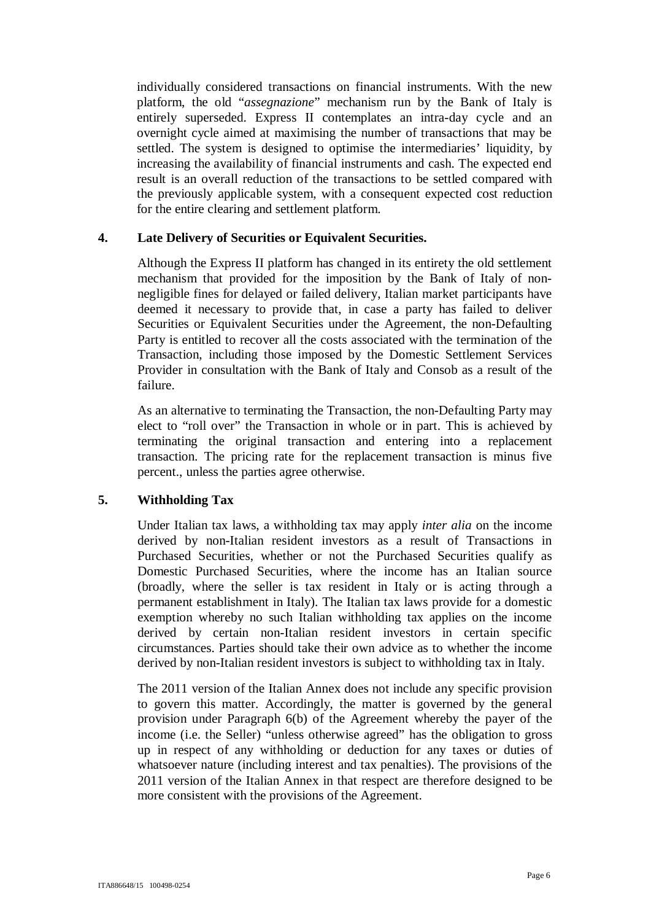individually considered transactions on financial instruments. With the new platform, the old "*assegnazione*" mechanism run by the Bank of Italy is entirely superseded. Express II contemplates an intra-day cycle and an overnight cycle aimed at maximising the number of transactions that may be settled. The system is designed to optimise the intermediaries' liquidity, by increasing the availability of financial instruments and cash. The expected end result is an overall reduction of the transactions to be settled compared with the previously applicable system, with a consequent expected cost reduction for the entire clearing and settlement platform.

## 4. Late Delivery of Securities or Equivalent Securities.

Although the Express II platform has changed in its entirety the old settlement mechanism that provided for the imposition by the Bank of Italy of non-negligible fines for delayed or failed delivery, Italian market participants have deemed it necessary to provide that, in case a party has failed to deliver Securities or Equivalent Securities under the Agreement, the non-Defaulting Party is entitled to recover all the costs associated with the termination of the Transaction, including those imposed by the Domestic Settlement Services Provider in consultation with the Bank of Italy and Consob as a result of the failure.

As an alternative to terminating the Transaction, the non-Defaulting Party may elect to "roll over" the Transaction in whole or in part. This is achieved by terminating the original transaction and entering into a replacement transaction. The pricing rate for the replacement transaction is minus five percent., unless the parties agree otherwise.

## 5. Withholding Tax

Under Italian tax laws, a withholding tax may apply *inter alia* on the income derived by non-Italian resident investors as a result of Transactions in Purchased Securities, whether or not the Purchased Securities qualify as Domestic Purchased Securities, where the income has an Italian source (broadly, where the seller is tax resident in Italy or is acting through a permanent establishment in Italy). The Italian tax laws provide for a domestic exemption whereby no such Italian withholding tax applies on the income derived by certain non-Italian resident investors in certain specific circumstances. Parties should take their own advice as to whether the income derived by non-Italian resident investors is subject to withholding tax in Italy.

The 2011 version of the Italian Annex does not include any specific provision to govern this matter. Accordingly, the matter is governed by the general provision under Paragraph 6(b) of the Agreement whereby the payer of the income (i.e. the Seller) "unless otherwise agreed" has the obligation to gross up in respect of any withholding or deduction for any taxes or duties of whatsoever nature (including interest and tax penalties). The provisions of the 2011 version of the Italian Annex in that respect are therefore designed to be more consistent with the provisions of the Agreement.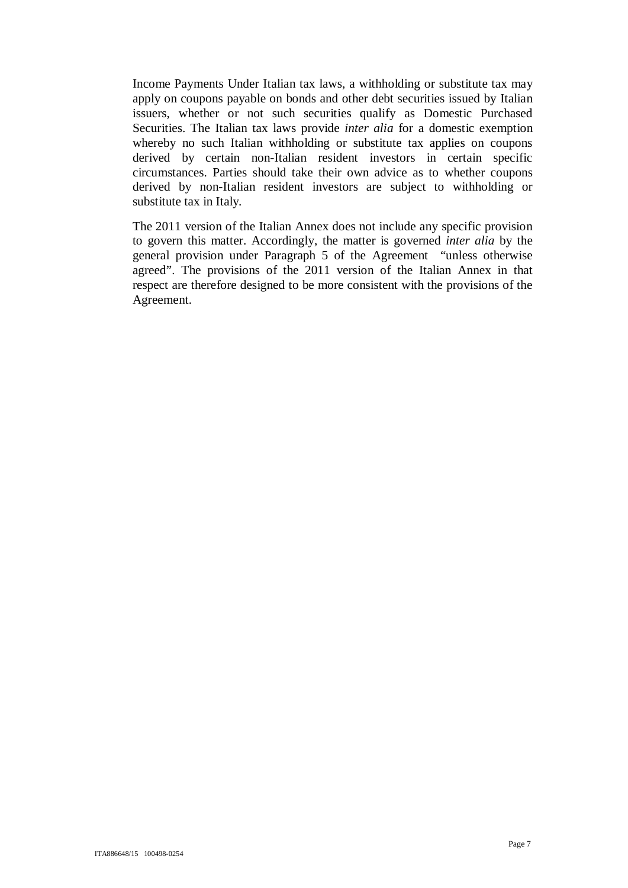Income Payments Under Italian tax laws, a withholding or substitute tax may apply on coupons payable on bonds and other debt securities issued by Italian issuers, whether or not such securities qualify as Domestic Purchased Securities. The Italian tax laws provide *inter alia* for a domestic exemption whereby no such Italian withholding or substitute tax applies on coupons derived by certain non-Italian resident investors in certain specific circumstances. Parties should take their own advice as to whether coupons derived by non-Italian resident investors are subject to withholding or substitute tax in Italy.

The 2011 version of the Italian Annex does not include any specific provision to govern this matter. Accordingly, the matter is governed *inter alia* by the general provision under Paragraph 5 of the Agreement "unless otherwise agreed". The provisions of the 2011 version of the Italian Annex in that respect are therefore designed to be more consistent with the provisions of the Agreement.

ITA886648/15 100498-0254